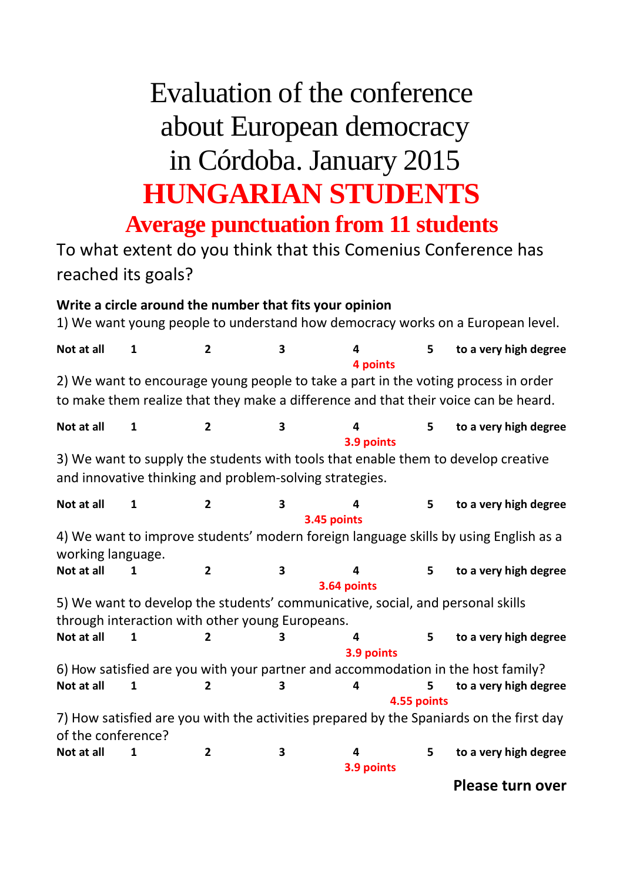# Evaluation of the conference about European democracy in Córdoba. January 2015

## HUNGARIAN STUDENTS

### Average punctuation from 11 students

To what extent do you think that this Comenius Conference has reached its goals?

**Write a circle around the number that fits your opinion**

1) We want young people to understand how democracy works on a European level.

**Not at all** **1** **2** **3** **4** **5** **to a very high degree**

**4 points**

2) We want to encourage young people to take a part in the voting process in order to make them realize that they make a difference and that their voice can be heard.

**Not at all** **1** **2** **3** **4** **5** **to a very high degree**

**3.9 points**

3) We want to supply the students with tools that enable them to develop creative and innovative thinking and problem-solving strategies.

**Not at all** **1** **2** **3** **4** **5** **to a very high degree**

**3.45 points**

4) We want to improve students' modern foreign language skills by using English as a working language.

**Not at all** **1** **2** **3** **4** **5** **to a very high degree**

**3.64 points**

5) We want to develop the students' communicative, social, and personal skills through interaction with other young Europeans.

**Not at all** **1** **2** **3** **4** **5** **to a very high degree**

**3.9 points**

6) How satisfied are you with your partner and accommodation in the host family?

**Not at all** **1** **2** **3** **4** **5** **to a very high degree**

**4.55 points**

7) How satisfied are you with the activities prepared by the Spaniards on the first day of the conference?

**Not at all** **1** **2** **3** **4** **5** **to a very high degree**

**3.9 points**

**Please turn over**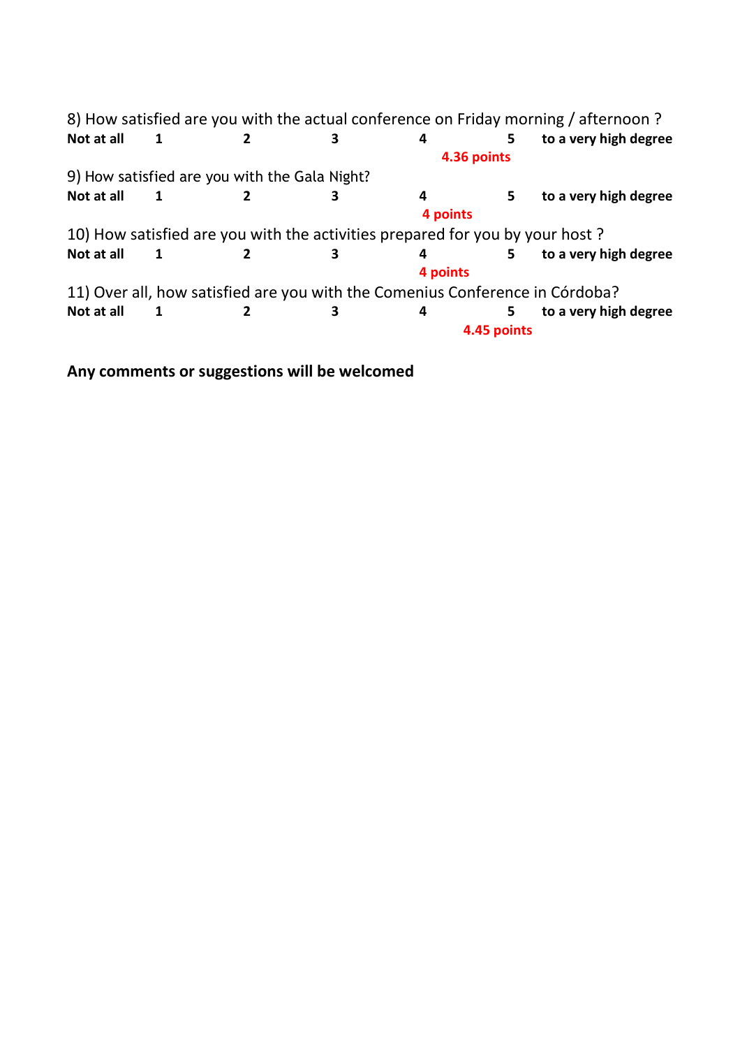8) How satisfied are you with the actual conference on Friday morning / afternoon ?

| | | | | | | |
|---|---|---|---|---|---|---|
| **Not at all** | **1** | **2** | **3** | **4** | **5** | **to a very high degree** |

**4.36 points**

9) How satisfied are you with the Gala Night?

| | | | | | | |
|---|---|---|---|---|---|---|
| **Not at all** | **1** | **2** | **3** | **4** | **5** | **to a very high degree** |

**4 points**

10) How satisfied are you with the activities prepared for you by your host ?

| | | | | | | |
|---|---|---|---|---|---|---|
| **Not at all** | **1** | **2** | **3** | **4** | **5** | **to a very high degree** |

**4 points**

11) Over all, how satisfied are you with the Comenius Conference in Córdoba?

| | | | | | | |
|---|---|---|---|---|---|---|
| **Not at all** | **1** | **2** | **3** | **4** | **5** | **to a very high degree** |

**4.45 points**

**Any comments or suggestions will be welcomed**